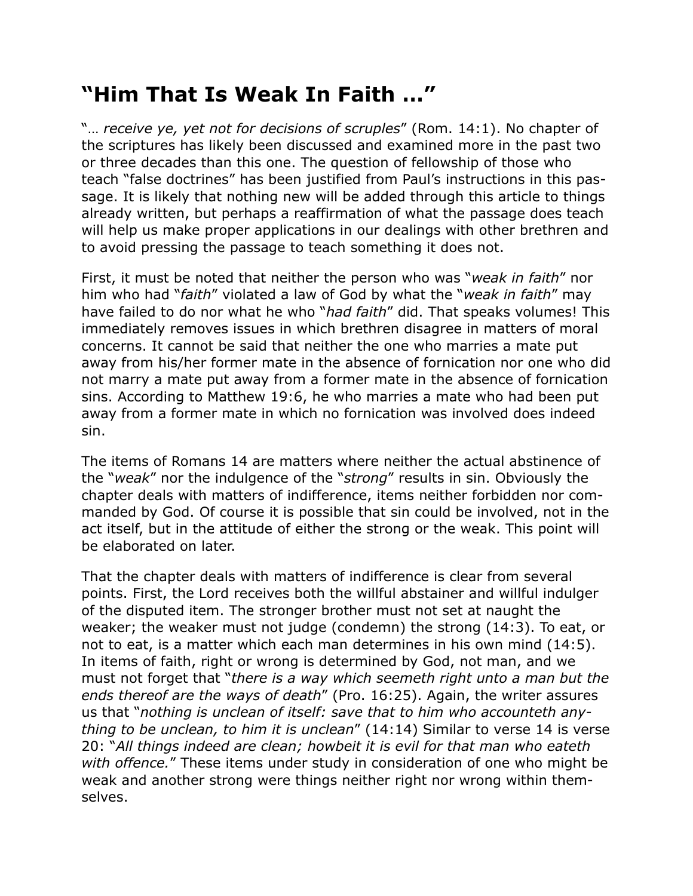# "Him That Is Weak In Faith …"

"… *receive ye, yet not for decisions of scruples*" (Rom. 14:1). No chapter of the scriptures has likely been discussed and examined more in the past two or three decades than this one. The question of fellowship of those who teach "false doctrines" has been justified from Paul's instructions in this passage. It is likely that nothing new will be added through this article to things already written, but perhaps a reaffirmation of what the passage does teach will help us make proper applications in our dealings with other brethren and to avoid pressing the passage to teach something it does not.

First, it must be noted that neither the person who was "*weak in faith*" nor him who had "*faith*" violated a law of God by what the "*weak in faith*" may have failed to do nor what he who "*had faith*" did. That speaks volumes! This immediately removes issues in which brethren disagree in matters of moral concerns. It cannot be said that neither the one who marries a mate put away from his/her former mate in the absence of fornication nor one who did not marry a mate put away from a former mate in the absence of fornication sins. According to Matthew 19:6, he who marries a mate who had been put away from a former mate in which no fornication was involved does indeed sin.

The items of Romans 14 are matters where neither the actual abstinence of the "*weak*" nor the indulgence of the "*strong*" results in sin. Obviously the chapter deals with matters of indifference, items neither forbidden nor commanded by God. Of course it is possible that sin could be involved, not in the act itself, but in the attitude of either the strong or the weak. This point will be elaborated on later.

That the chapter deals with matters of indifference is clear from several points. First, the Lord receives both the willful abstainer and willful indulger of the disputed item. The stronger brother must not set at naught the weaker; the weaker must not judge (condemn) the strong (14:3). To eat, or not to eat, is a matter which each man determines in his own mind (14:5). In items of faith, right or wrong is determined by God, not man, and we must not forget that "*there is a way which seemeth right unto a man but the ends thereof are the ways of death*" (Pro. 16:25). Again, the writer assures us that "*nothing is unclean of itself: save that to him who accounteth anything to be unclean, to him it is unclean*" (14:14) Similar to verse 14 is verse 20: "*All things indeed are clean; howbeit it is evil for that man who eateth with offence.*" These items under study in consideration of one who might be weak and another strong were things neither right nor wrong within themselves.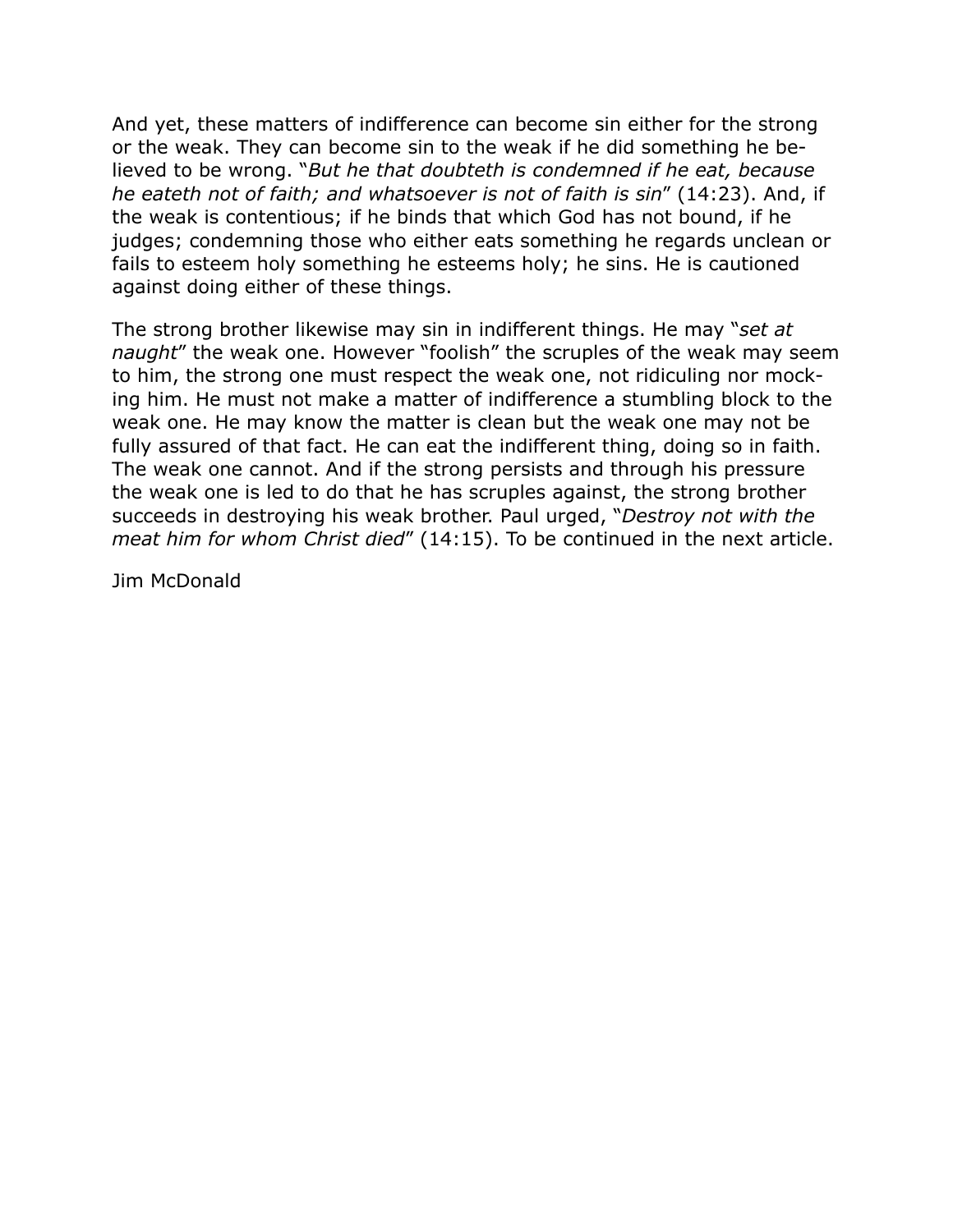And yet, these matters of indifference can become sin either for the strong or the weak. They can become sin to the weak if he did something he believed to be wrong. "*But he that doubteth is condemned if he eat, because he eateth not of faith; and whatsoever is not of faith is sin*" (14:23). And, if the weak is contentious; if he binds that which God has not bound, if he judges; condemning those who either eats something he regards unclean or fails to esteem holy something he esteems holy; he sins. He is cautioned against doing either of these things.

The strong brother likewise may sin in indifferent things. He may "*set at naught*" the weak one. However "foolish" the scruples of the weak may seem to him, the strong one must respect the weak one, not ridiculing nor mocking him. He must not make a matter of indifference a stumbling block to the weak one. He may know the matter is clean but the weak one may not be fully assured of that fact. He can eat the indifferent thing, doing so in faith. The weak one cannot. And if the strong persists and through his pressure the weak one is led to do that he has scruples against, the strong brother succeeds in destroying his weak brother. Paul urged, "*Destroy not with the meat him for whom Christ died*" (14:15). To be continued in the next article.

Jim McDonald